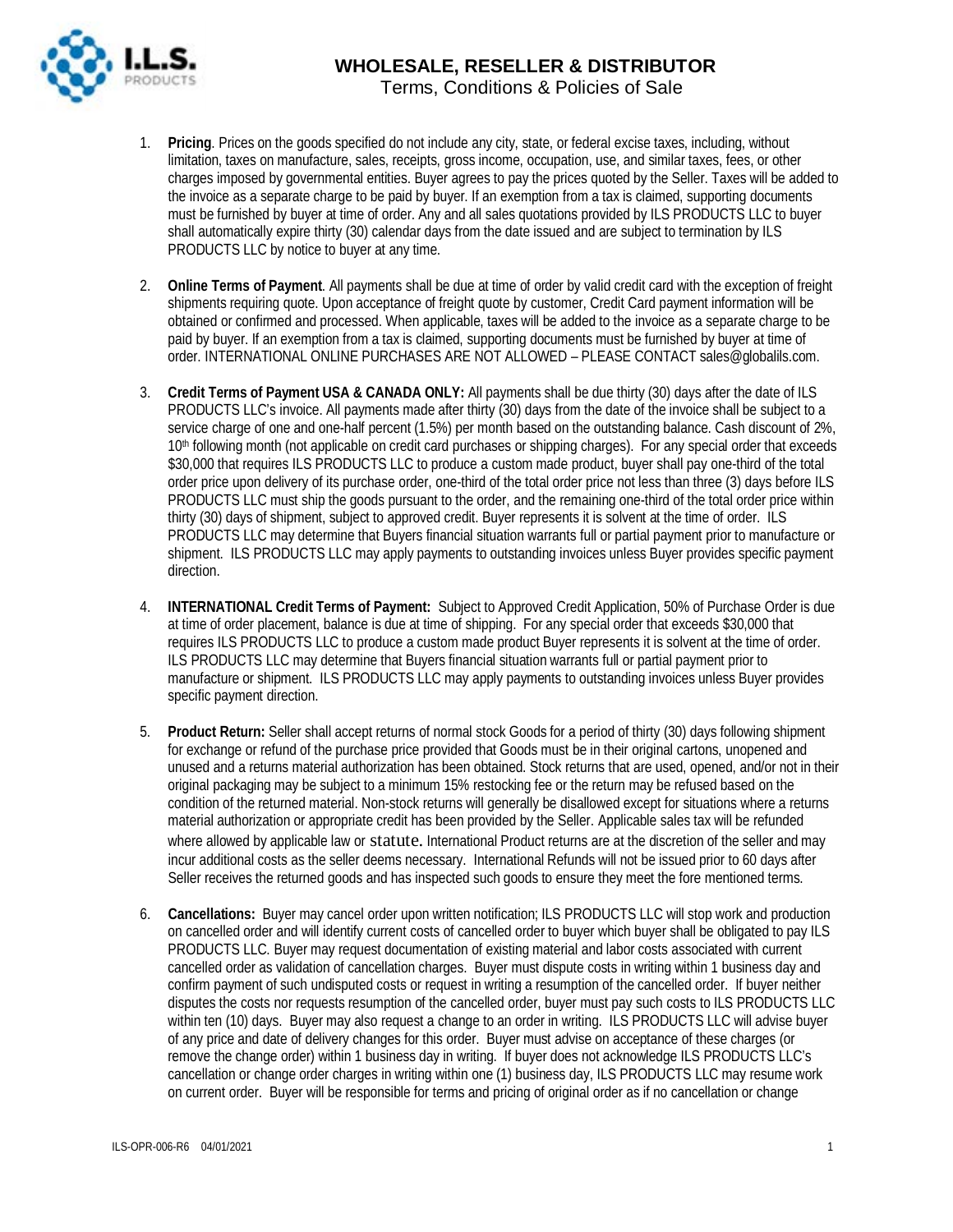# WHOLESALE, RESELLER & DISTRIBUTOR

## Terms, Conditions & Policies of Sale

1. **Pricing**. Prices on the goods specified do not include any city, state, or federal excise taxes, including, without limitation, taxes on manufacture, sales, receipts, gross income, occupation, use, and similar taxes, fees, or other charges imposed by governmental entities. Buyer agrees to pay the prices quoted by the Seller. Taxes will be added to the invoice as a separate charge to be paid by buyer. If an exemption from a tax is claimed, supporting documents must be furnished by buyer at time of order. Any and all sales quotations provided by ILS PRODUCTS LLC to buyer shall automatically expire thirty (30) calendar days from the date issued and are subject to termination by ILS PRODUCTS LLC by notice to buyer at any time.

2. **Online Terms of Payment**. All payments shall be due at time of order by valid credit card with the exception of freight shipments requiring quote. Upon acceptance of freight quote by customer, Credit Card payment information will be obtained or confirmed and processed. When applicable, taxes will be added to the invoice as a separate charge to be paid by buyer. If an exemption from a tax is claimed, supporting documents must be furnished by buyer at time of order. INTERNATIONAL ONLINE PURCHASES ARE NOT ALLOWED – PLEASE CONTACT sales@globalils.com.

3. **Credit Terms of Payment USA & CANADA ONLY:** All payments shall be due thirty (30) days after the date of ILS PRODUCTS LLC's invoice. All payments made after thirty (30) days from the date of the invoice shall be subject to a service charge of one and one-half percent (1.5%) per month based on the outstanding balance. Cash discount of 2%, 10th following month (not applicable on credit card purchases or shipping charges). For any special order that exceeds $30,000 that requires ILS PRODUCTS LLC to produce a custom made product, buyer shall pay one-third of the total order price upon delivery of its purchase order, one-third of the total order price not less than three (3) days before ILS PRODUCTS LLC must ship the goods pursuant to the order, and the remaining one-third of the total order price within thirty (30) days of shipment, subject to approved credit. Buyer represents it is solvent at the time of order. ILS PRODUCTS LLC may determine that Buyers financial situation warrants full or partial payment prior to manufacture or shipment. ILS PRODUCTS LLC may apply payments to outstanding invoices unless Buyer provides specific payment direction.

4. **INTERNATIONAL Credit Terms of Payment:** Subject to Approved Credit Application, 50% of Purchase Order is due at time of order placement, balance is due at time of shipping. For any special order that exceeds $30,000 that requires ILS PRODUCTS LLC to produce a custom made product Buyer represents it is solvent at the time of order. ILS PRODUCTS LLC may determine that Buyers financial situation warrants full or partial payment prior to manufacture or shipment. ILS PRODUCTS LLC may apply payments to outstanding invoices unless Buyer provides specific payment direction.

5. **Product Return:** Seller shall accept returns of normal stock Goods for a period of thirty (30) days following shipment for exchange or refund of the purchase price provided that Goods must be in their original cartons, unopened and unused and a returns material authorization has been obtained. Stock returns that are used, opened, and/or not in their original packaging may be subject to a minimum 15% restocking fee or the return may be refused based on the condition of the returned material. Non-stock returns will generally be disallowed except for situations where a returns material authorization or appropriate credit has been provided by the Seller. Applicable sales tax will be refunded where allowed by applicable law or statute. International Product returns are at the discretion of the seller and may incur additional costs as the seller deems necessary. International Refunds will not be issued prior to 60 days after Seller receives the returned goods and has inspected such goods to ensure they meet the fore mentioned terms.

6. **Cancellations:** Buyer may cancel order upon written notification; ILS PRODUCTS LLC will stop work and production on cancelled order and will identify current costs of cancelled order to buyer which buyer shall be obligated to pay ILS PRODUCTS LLC. Buyer may request documentation of existing material and labor costs associated with current cancelled order as validation of cancellation charges. Buyer must dispute costs in writing within 1 business day and confirm payment of such undisputed costs or request in writing a resumption of the cancelled order. If buyer neither disputes the costs nor requests resumption of the cancelled order, buyer must pay such costs to ILS PRODUCTS LLC within ten (10) days. Buyer may also request a change to an order in writing. ILS PRODUCTS LLC will advise buyer of any price and date of delivery changes for this order. Buyer must advise on acceptance of these charges (or remove the change order) within 1 business day in writing. If buyer does not acknowledge ILS PRODUCTS LLC's cancellation or change order charges in writing within one (1) business day, ILS PRODUCTS LLC may resume work on current order. Buyer will be responsible for terms and pricing of original order as if no cancellation or change

ILS-OPR-006-R6 04/01/2021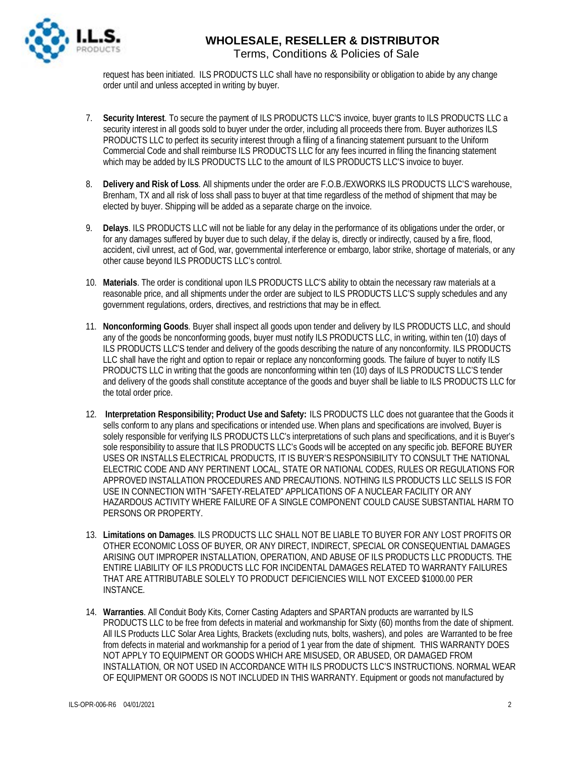request has been initiated. ILS PRODUCTS LLC shall have no responsibility or obligation to abide by any change order until and unless accepted in writing by buyer.

7. **Security Interest**. To secure the payment of ILS PRODUCTS LLC'S invoice, buyer grants to ILS PRODUCTS LLC a security interest in all goods sold to buyer under the order, including all proceeds there from. Buyer authorizes ILS PRODUCTS LLC to perfect its security interest through a filing of a financing statement pursuant to the Uniform Commercial Code and shall reimburse ILS PRODUCTS LLC for any fees incurred in filing the financing statement which may be added by ILS PRODUCTS LLC to the amount of ILS PRODUCTS LLC'S invoice to buyer.

8. **Delivery and Risk of Loss**. All shipments under the order are F.O.B./EXWORKS ILS PRODUCTS LLC'S warehouse, Brenham, TX and all risk of loss shall pass to buyer at that time regardless of the method of shipment that may be elected by buyer. Shipping will be added as a separate charge on the invoice.

9. **Delays**. ILS PRODUCTS LLC will not be liable for any delay in the performance of its obligations under the order, or for any damages suffered by buyer due to such delay, if the delay is, directly or indirectly, caused by a fire, flood, accident, civil unrest, act of God, war, governmental interference or embargo, labor strike, shortage of materials, or any other cause beyond ILS PRODUCTS LLC's control.

10. **Materials**. The order is conditional upon ILS PRODUCTS LLC'S ability to obtain the necessary raw materials at a reasonable price, and all shipments under the order are subject to ILS PRODUCTS LLC'S supply schedules and any government regulations, orders, directives, and restrictions that may be in effect.

11. **Nonconforming Goods**. Buyer shall inspect all goods upon tender and delivery by ILS PRODUCTS LLC, and should any of the goods be nonconforming goods, buyer must notify ILS PRODUCTS LLC, in writing, within ten (10) days of ILS PRODUCTS LLC'S tender and delivery of the goods describing the nature of any nonconformity. ILS PRODUCTS LLC shall have the right and option to repair or replace any nonconforming goods. The failure of buyer to notify ILS PRODUCTS LLC in writing that the goods are nonconforming within ten (10) days of ILS PRODUCTS LLC'S tender and delivery of the goods shall constitute acceptance of the goods and buyer shall be liable to ILS PRODUCTS LLC for the total order price.

12. **Interpretation Responsibility; Product Use and Safety:** ILS PRODUCTS LLC does not guarantee that the Goods it sells conform to any plans and specifications or intended use. When plans and specifications are involved, Buyer is solely responsible for verifying ILS PRODUCTS LLC's interpretations of such plans and specifications, and it is Buyer's sole responsibility to assure that ILS PRODUCTS LLC's Goods will be accepted on any specific job. BEFORE BUYER USES OR INSTALLS ELECTRICAL PRODUCTS, IT IS BUYER'S RESPONSIBILITY TO CONSULT THE NATIONAL ELECTRIC CODE AND ANY PERTINENT LOCAL, STATE OR NATIONAL CODES, RULES OR REGULATIONS FOR APPROVED INSTALLATION PROCEDURES AND PRECAUTIONS. NOTHING ILS PRODUCTS LLC SELLS IS FOR USE IN CONNECTION WITH "SAFETY-RELATED" APPLICATIONS OF A NUCLEAR FACILITY OR ANY HAZARDOUS ACTIVITY WHERE FAILURE OF A SINGLE COMPONENT COULD CAUSE SUBSTANTIAL HARM TO PERSONS OR PROPERTY.

13. **Limitations on Damages**. ILS PRODUCTS LLC SHALL NOT BE LIABLE TO BUYER FOR ANY LOST PROFITS OR OTHER ECONOMIC LOSS OF BUYER, OR ANY DIRECT, INDIRECT, SPECIAL OR CONSEQUENTIAL DAMAGES ARISING OUT IMPROPER INSTALLATION, OPERATION, AND ABUSE OF ILS PRODUCTS LLC PRODUCTS. THE ENTIRE LIABILITY OF ILS PRODUCTS LLC FOR INCIDENTAL DAMAGES RELATED TO WARRANTY FAILURES THAT ARE ATTRIBUTABLE SOLELY TO PRODUCT DEFICIENCIES WILL NOT EXCEED $1000.00 PER INSTANCE.

14. **Warranties**. All Conduit Body Kits, Corner Casting Adapters and SPARTAN products are warranted by ILS PRODUCTS LLC to be free from defects in material and workmanship for Sixty (60) months from the date of shipment. All ILS Products LLC Solar Area Lights, Brackets (excluding nuts, bolts, washers), and poles are Warranted to be free from defects in material and workmanship for a period of 1 year from the date of shipment. THIS WARRANTY DOES NOT APPLY TO EQUIPMENT OR GOODS WHICH ARE MISUSED, OR ABUSED, OR DAMAGED FROM INSTALLATION, OR NOT USED IN ACCORDANCE WITH ILS PRODUCTS LLC'S INSTRUCTIONS. NORMAL WEAR OF EQUIPMENT OR GOODS IS NOT INCLUDED IN THIS WARRANTY. Equipment or goods not manufactured by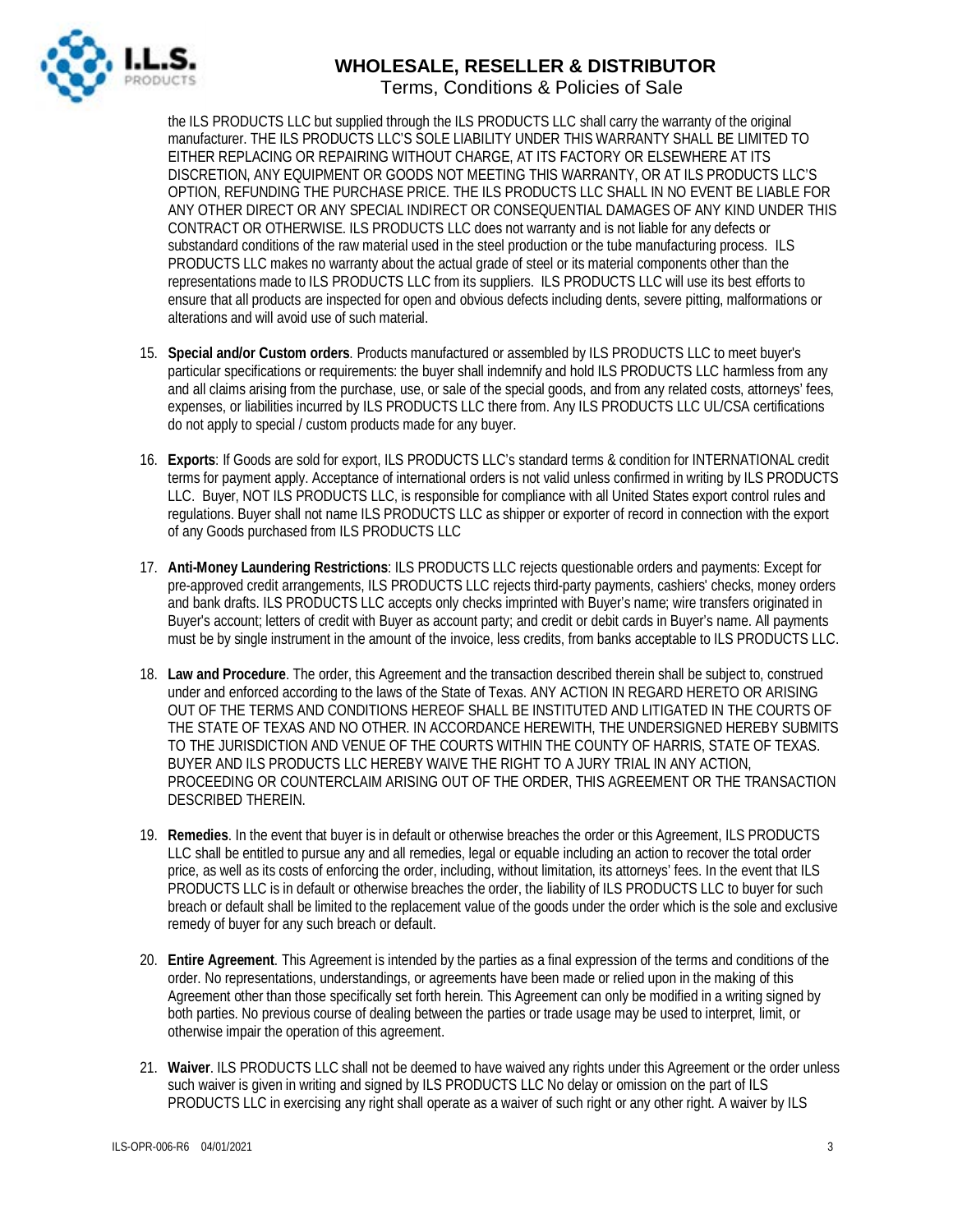the ILS PRODUCTS LLC but supplied through the ILS PRODUCTS LLC shall carry the warranty of the original manufacturer. THE ILS PRODUCTS LLC'S SOLE LIABILITY UNDER THIS WARRANTY SHALL BE LIMITED TO EITHER REPLACING OR REPAIRING WITHOUT CHARGE, AT ITS FACTORY OR ELSEWHERE AT ITS DISCRETION, ANY EQUIPMENT OR GOODS NOT MEETING THIS WARRANTY, OR AT ILS PRODUCTS LLC'S OPTION, REFUNDING THE PURCHASE PRICE. THE ILS PRODUCTS LLC SHALL IN NO EVENT BE LIABLE FOR ANY OTHER DIRECT OR ANY SPECIAL INDIRECT OR CONSEQUENTIAL DAMAGES OF ANY KIND UNDER THIS CONTRACT OR OTHERWISE. ILS PRODUCTS LLC does not warranty and is not liable for any defects or substandard conditions of the raw material used in the steel production or the tube manufacturing process. ILS PRODUCTS LLC makes no warranty about the actual grade of steel or its material components other than the representations made to ILS PRODUCTS LLC from its suppliers. ILS PRODUCTS LLC will use its best efforts to ensure that all products are inspected for open and obvious defects including dents, severe pitting, malformations or alterations and will avoid use of such material.

15. **Special and/or Custom orders**. Products manufactured or assembled by ILS PRODUCTS LLC to meet buyer's particular specifications or requirements: the buyer shall indemnify and hold ILS PRODUCTS LLC harmless from any and all claims arising from the purchase, use, or sale of the special goods, and from any related costs, attorneys' fees, expenses, or liabilities incurred by ILS PRODUCTS LLC there from. Any ILS PRODUCTS LLC UL/CSA certifications do not apply to special / custom products made for any buyer.

16. **Exports**: If Goods are sold for export, ILS PRODUCTS LLC's standard terms & condition for INTERNATIONAL credit terms for payment apply. Acceptance of international orders is not valid unless confirmed in writing by ILS PRODUCTS LLC. Buyer, NOT ILS PRODUCTS LLC, is responsible for compliance with all United States export control rules and regulations. Buyer shall not name ILS PRODUCTS LLC as shipper or exporter of record in connection with the export of any Goods purchased from ILS PRODUCTS LLC

17. **Anti-Money Laundering Restrictions**: ILS PRODUCTS LLC rejects questionable orders and payments: Except for pre-approved credit arrangements, ILS PRODUCTS LLC rejects third-party payments, cashiers' checks, money orders and bank drafts. ILS PRODUCTS LLC accepts only checks imprinted with Buyer's name; wire transfers originated in Buyer's account; letters of credit with Buyer as account party; and credit or debit cards in Buyer's name. All payments must be by single instrument in the amount of the invoice, less credits, from banks acceptable to ILS PRODUCTS LLC.

18. **Law and Procedure**. The order, this Agreement and the transaction described therein shall be subject to, construed under and enforced according to the laws of the State of Texas. ANY ACTION IN REGARD HERETO OR ARISING OUT OF THE TERMS AND CONDITIONS HEREOF SHALL BE INSTITUTED AND LITIGATED IN THE COURTS OF THE STATE OF TEXAS AND NO OTHER. IN ACCORDANCE HEREWITH, THE UNDERSIGNED HEREBY SUBMITS TO THE JURISDICTION AND VENUE OF THE COURTS WITHIN THE COUNTY OF HARRIS, STATE OF TEXAS. BUYER AND ILS PRODUCTS LLC HEREBY WAIVE THE RIGHT TO A JURY TRIAL IN ANY ACTION, PROCEEDING OR COUNTERCLAIM ARISING OUT OF THE ORDER, THIS AGREEMENT OR THE TRANSACTION DESCRIBED THEREIN.

19. **Remedies**. In the event that buyer is in default or otherwise breaches the order or this Agreement, ILS PRODUCTS LLC shall be entitled to pursue any and all remedies, legal or equable including an action to recover the total order price, as well as its costs of enforcing the order, including, without limitation, its attorneys' fees. In the event that ILS PRODUCTS LLC is in default or otherwise breaches the order, the liability of ILS PRODUCTS LLC to buyer for such breach or default shall be limited to the replacement value of the goods under the order which is the sole and exclusive remedy of buyer for any such breach or default.

20. **Entire Agreement**. This Agreement is intended by the parties as a final expression of the terms and conditions of the order. No representations, understandings, or agreements have been made or relied upon in the making of this Agreement other than those specifically set forth herein. This Agreement can only be modified in a writing signed by both parties. No previous course of dealing between the parties or trade usage may be used to interpret, limit, or otherwise impair the operation of this agreement.

21. **Waiver**. ILS PRODUCTS LLC shall not be deemed to have waived any rights under this Agreement or the order unless such waiver is given in writing and signed by ILS PRODUCTS LLC No delay or omission on the part of ILS PRODUCTS LLC in exercising any right shall operate as a waiver of such right or any other right. A waiver by ILS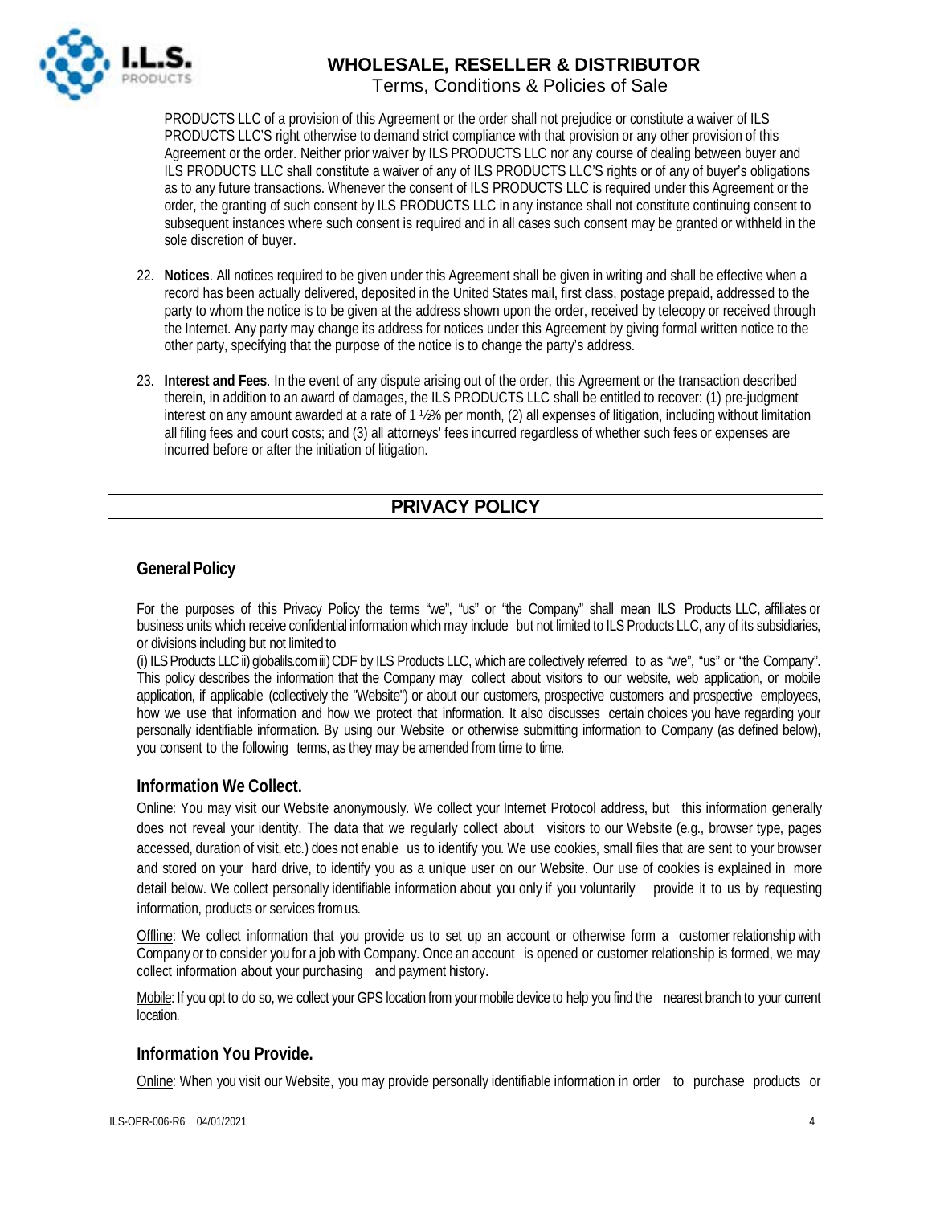PRODUCTS LLC of a provision of this Agreement or the order shall not prejudice or constitute a waiver of ILS PRODUCTS LLC'S right otherwise to demand strict compliance with that provision or any other provision of this Agreement or the order. Neither prior waiver by ILS PRODUCTS LLC nor any course of dealing between buyer and ILS PRODUCTS LLC shall constitute a waiver of any of ILS PRODUCTS LLC'S rights or of any of buyer's obligations as to any future transactions. Whenever the consent of ILS PRODUCTS LLC is required under this Agreement or the order, the granting of such consent by ILS PRODUCTS LLC in any instance shall not constitute continuing consent to subsequent instances where such consent is required and in all cases such consent may be granted or withheld in the sole discretion of buyer.

22. **Notices**. All notices required to be given under this Agreement shall be given in writing and shall be effective when a record has been actually delivered, deposited in the United States mail, first class, postage prepaid, addressed to the party to whom the notice is to be given at the address shown upon the order, received by telecopy or received through the Internet. Any party may change its address for notices under this Agreement by giving formal written notice to the other party, specifying that the purpose of the notice is to change the party's address.

23. **Interest and Fees**. In the event of any dispute arising out of the order, this Agreement or the transaction described therein, in addition to an award of damages, the ILS PRODUCTS LLC shall be entitled to recover: (1) pre-judgment interest on any amount awarded at a rate of 1 ½% per month, (2) all expenses of litigation, including without limitation all filing fees and court costs; and (3) all attorneys' fees incurred regardless of whether such fees or expenses are incurred before or after the initiation of litigation.

## PRIVACY POLICY

### General Policy

For the purposes of this Privacy Policy the terms "we", "us" or "the Company" shall mean ILS Products LLC, affiliates or business units which receive confidential information which may include but not limited to ILS Products LLC, any of its subsidiaries, or divisions including but not limited to

(i) ILS Products LLC ii) globalils.com iii) CDF by ILS Products LLC, which are collectively referred to as "we", "us" or "the Company". This policy describes the information that the Company may collect about visitors to our website, web application, or mobile application, if applicable (collectively the "Website") or about our customers, prospective customers and prospective employees, how we use that information and how we protect that information. It also discusses certain choices you have regarding your personally identifiable information. By using our Website or otherwise submitting information to Company (as defined below), you consent to the following terms, as they may be amended from time to time.

### Information We Collect.

Online: You may visit our Website anonymously. We collect your Internet Protocol address, but this information generally does not reveal your identity. The data that we regularly collect about visitors to our Website (e.g., browser type, pages accessed, duration of visit, etc.) does not enable us to identify you. We use cookies, small files that are sent to your browser and stored on your hard drive, to identify you as a unique user on our Website. Our use of cookies is explained in more detail below. We collect personally identifiable information about you only if you voluntarily provide it to us by requesting information, products or services from us.

Offline: We collect information that you provide us to set up an account or otherwise form a customer relationship with Company or to consider you for a job with Company. Once an account is opened or customer relationship is formed, we may collect information about your purchasing and payment history.

Mobile: If you opt to do so, we collect your GPS location from your mobile device to help you find the nearest branch to your current location.

### Information You Provide.

Online: When you visit our Website, you may provide personally identifiable information in order to purchase products or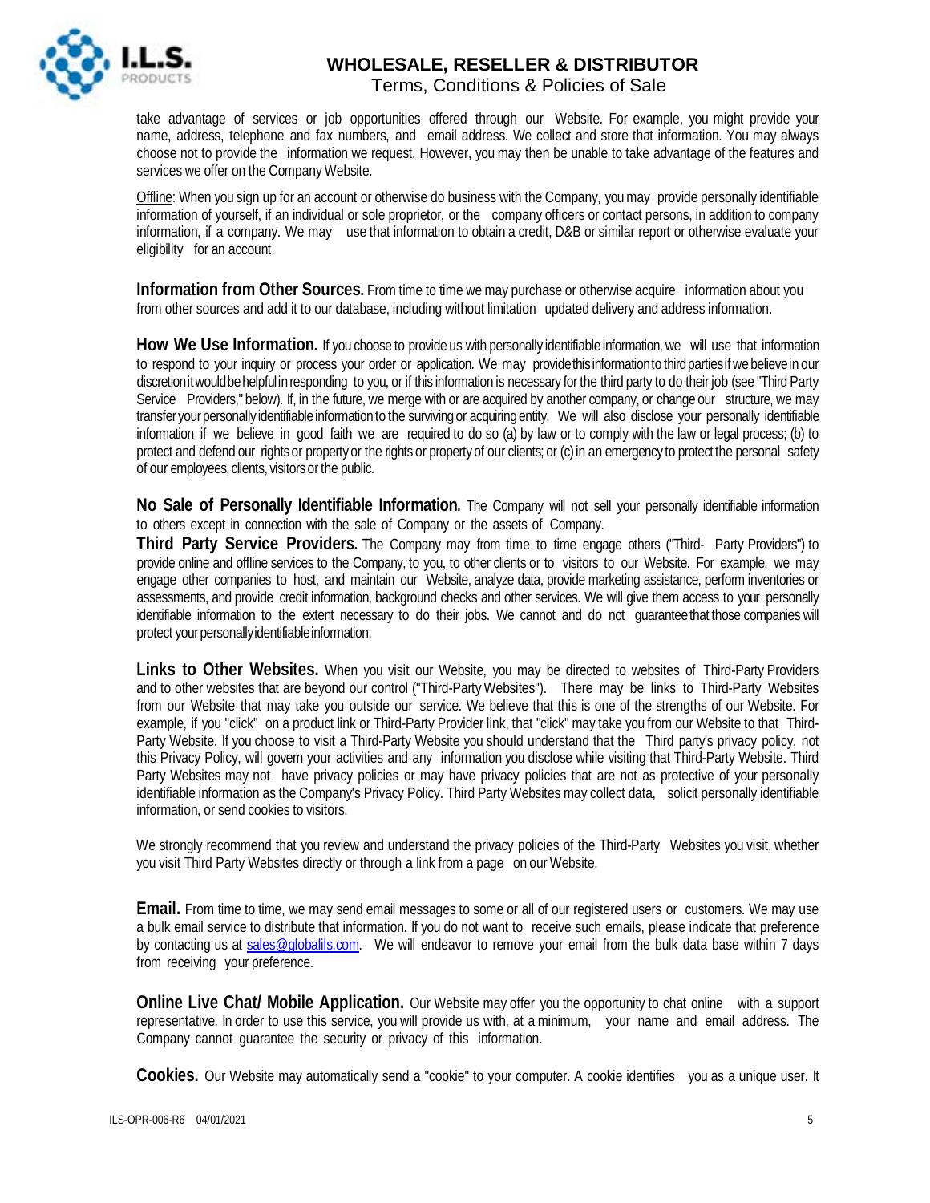take advantage of services or job opportunities offered through our Website. For example, you might provide your name, address, telephone and fax numbers, and email address. We collect and store that information. You may always choose not to provide the information we request. However, you may then be unable to take advantage of the features and services we offer on the Company Website.

Offline: When you sign up for an account or otherwise do business with the Company, you may provide personally identifiable information of yourself, if an individual or sole proprietor, or the company officers or contact persons, in addition to company information, if a company. We may use that information to obtain a credit, D&B or similar report or otherwise evaluate your eligibility for an account.

**Information from Other Sources.** From time to time we may purchase or otherwise acquire information about you from other sources and add it to our database, including without limitation updated delivery and address information.

**How We Use Information.** If you choose to provide us with personally identifiable information, we will use that information to respond to your inquiry or process your order or application. We may provide this information to third parties if we believe in our discretion it would be helpful in responding to you, or if this information is necessary for the third party to do their job (see "Third Party Service Providers," below). If, in the future, we merge with or are acquired by another company, or change our structure, we may transfer your personally identifiable information to the surviving or acquiring entity. We will also disclose your personally identifiable information if we believe in good faith we are required to do so (a) by law or to comply with the law or legal process; (b) to protect and defend our rights or property or the rights or property of our clients; or (c) in an emergency to protect the personal safety of our employees, clients, visitors or the public.

**No Sale of Personally Identifiable Information.** The Company will not sell your personally identifiable information to others except in connection with the sale of Company or the assets of Company.

**Third Party Service Providers.** The Company may from time to time engage others ("Third- Party Providers") to provide online and offline services to the Company, to you, to other clients or to visitors to our Website. For example, we may engage other companies to host, and maintain our Website, analyze data, provide marketing assistance, perform inventories or assessments, and provide credit information, background checks and other services. We will give them access to your personally identifiable information to the extent necessary to do their jobs. We cannot and do not guarantee that those companies will protect your personally identifiable information.

**Links to Other Websites.** When you visit our Website, you may be directed to websites of Third-Party Providers and to other websites that are beyond our control ("Third-Party Websites"). There may be links to Third-Party Websites from our Website that may take you outside our service. We believe that this is one of the strengths of our Website. For example, if you "click" on a product link or Third-Party Provider link, that "click" may take you from our Website to that Third-Party Website. If you choose to visit a Third-Party Website you should understand that the Third party's privacy policy, not this Privacy Policy, will govern your activities and any information you disclose while visiting that Third-Party Website. Third Party Websites may not have privacy policies or may have privacy policies that are not as protective of your personally identifiable information as the Company's Privacy Policy. Third Party Websites may collect data, solicit personally identifiable information, or send cookies to visitors.

We strongly recommend that you review and understand the privacy policies of the Third-Party Websites you visit, whether you visit Third Party Websites directly or through a link from a page on our Website.

**Email.** From time to time, we may send email messages to some or all of our registered users or customers. We may use a bulk email service to distribute that information. If you do not want to receive such emails, please indicate that preference by contacting us at sales@globalils.com. We will endeavor to remove your email from the bulk data base within 7 days from receiving your preference.

**Online Live Chat/ Mobile Application.** Our Website may offer you the opportunity to chat online with a support representative. In order to use this service, you will provide us with, at a minimum, your name and email address. The Company cannot guarantee the security or privacy of this information.

**Cookies.** Our Website may automatically send a "cookie" to your computer. A cookie identifies you as a unique user. It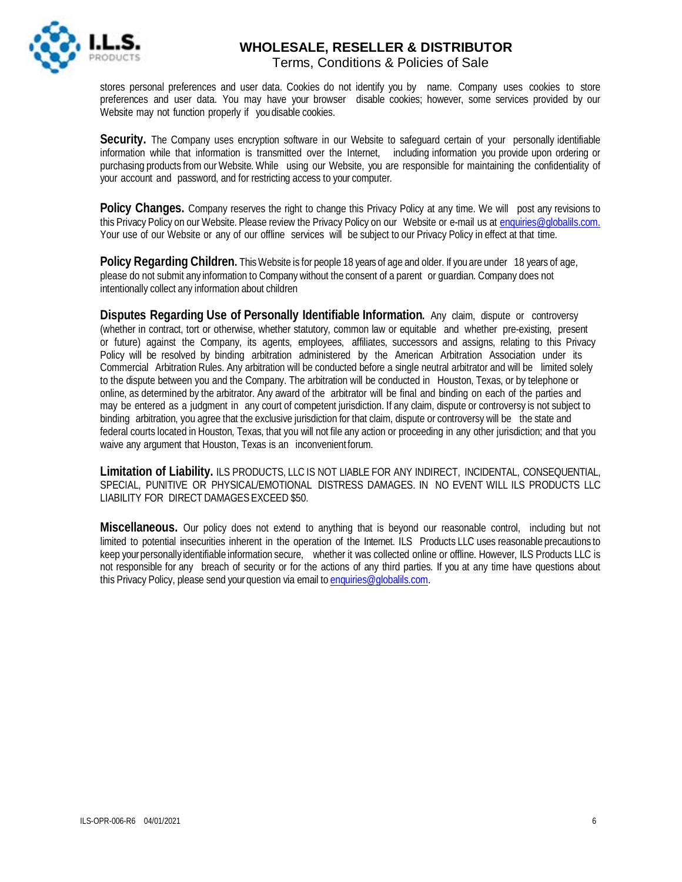stores personal preferences and user data. Cookies do not identify you by name. Company uses cookies to store preferences and user data. You may have your browser disable cookies; however, some services provided by our Website may not function properly if you disable cookies.

**Security.** The Company uses encryption software in our Website to safeguard certain of your personally identifiable information while that information is transmitted over the Internet, including information you provide upon ordering or purchasing products from our Website. While using our Website, you are responsible for maintaining the confidentiality of your account and password, and for restricting access to your computer.

**Policy Changes.** Company reserves the right to change this Privacy Policy at any time. We will post any revisions to this Privacy Policy on our Website. Please review the Privacy Policy on our Website or e-mail us at enquiries@globalils.com. Your use of our Website or any of our offline services will be subject to our Privacy Policy in effect at that time.

**Policy Regarding Children.** This Website is for people 18 years of age and older. If you are under 18 years of age, please do not submit any information to Company without the consent of a parent or guardian. Company does not intentionally collect any information about children

**Disputes Regarding Use of Personally Identifiable Information.** Any claim, dispute or controversy (whether in contract, tort or otherwise, whether statutory, common law or equitable and whether pre-existing, present or future) against the Company, its agents, employees, affiliates, successors and assigns, relating to this Privacy Policy will be resolved by binding arbitration administered by the American Arbitration Association under its Commercial Arbitration Rules. Any arbitration will be conducted before a single neutral arbitrator and will be limited solely to the dispute between you and the Company. The arbitration will be conducted in Houston, Texas, or by telephone or online, as determined by the arbitrator. Any award of the arbitrator will be final and binding on each of the parties and may be entered as a judgment in any court of competent jurisdiction. If any claim, dispute or controversy is not subject to binding arbitration, you agree that the exclusive jurisdiction for that claim, dispute or controversy will be the state and federal courts located in Houston, Texas, that you will not file any action or proceeding in any other jurisdiction; and that you waive any argument that Houston, Texas is an inconvenient forum.

**Limitation of Liability.** ILS PRODUCTS, LLC IS NOT LIABLE FOR ANY INDIRECT, INCIDENTAL, CONSEQUENTIAL, SPECIAL, PUNITIVE OR PHYSICAL/EMOTIONAL DISTRESS DAMAGES. IN NO EVENT WILL ILS PRODUCTS LLC LIABILITY FOR DIRECT DAMAGES EXCEED $50.

**Miscellaneous.** Our policy does not extend to anything that is beyond our reasonable control, including but not limited to potential insecurities inherent in the operation of the Internet. ILS Products LLC uses reasonable precautions to keep your personally identifiable information secure, whether it was collected online or offline. However, ILS Products LLC is not responsible for any breach of security or for the actions of any third parties. If you at any time have questions about this Privacy Policy, please send your question via email to enquiries@globalils.com.